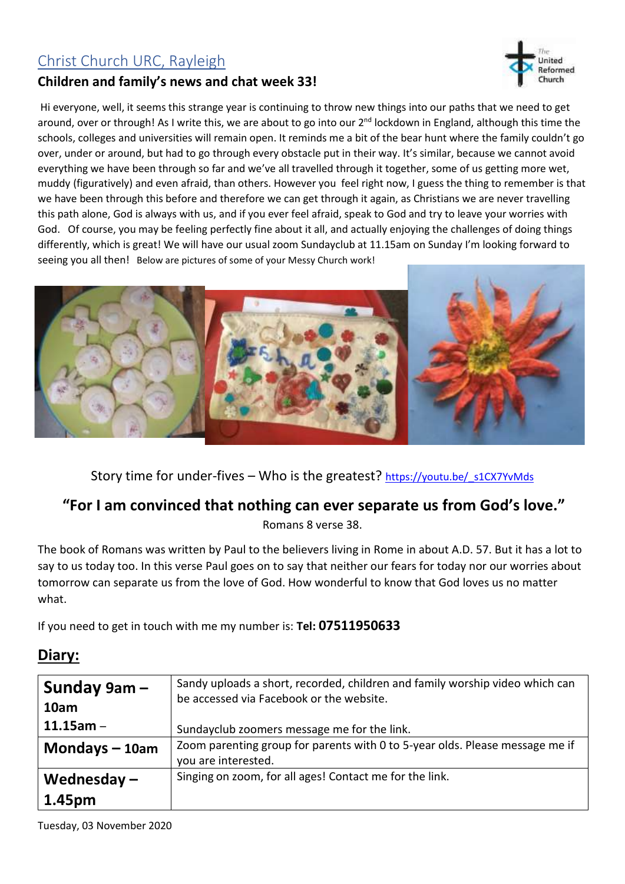# Christ Church URC, Rayleigh

## Children and family's news and chat week 33!

Hi everyone, well, it seems this strange year is continuing to throw new things into our paths that we need to get around, over or through! As I write this, we are about to go into our 2nd lockdown in England, although this time the schools, colleges and universities will remain open. It reminds me a bit of the bear hunt where the family couldn't go over, under or around, but had to go through every obstacle put in their way. It's similar, because we cannot avoid everything we have been through so far and we've all travelled through it together, some of us getting more wet, muddy (figuratively) and even afraid, than others. However you feel right now, I guess the thing to remember is that we have been through this before and therefore we can get through it again, as Christians we are never travelling this path alone, God is always with us, and if you ever feel afraid, speak to God and try to leave your worries with God. Of course, you may be feeling perfectly fine about it all, and actually enjoying the challenges of doing things differently, which is great! We will have our usual zoom Sundayclub at 11.15am on Sunday I'm looking forward to seeing you all then! Below are pictures of some of your Messy Church work!

Story time for under-fives – Who is the greatest? https://youtu.be/_s1CX7YvMds

## "For I am convinced that nothing can ever separate us from God's love."

Romans 8 verse 38.

The book of Romans was written by Paul to the believers living in Rome in about A.D. 57. But it has a lot to say to us today too. In this verse Paul goes on to say that neither our fears for today nor our worries about tomorrow can separate us from the love of God. How wonderful to know that God loves us no matter what.

If you need to get in touch with me my number is: **Tel: 07511950633**

## Diary:

| | |
|---|---|
| **Sunday 9am – 10am** | Sandy uploads a short, recorded, children and family worship video which can be accessed via Facebook or the website. |
| **11.15am** – | Sundayclub zoomers message me for the link. |
| **Mondays – 10am** | Zoom parenting group for parents with 0 to 5-year olds. Please message me if you are interested. |
| **Wednesday – 1.45pm** | Singing on zoom, for all ages! Contact me for the link. |

Tuesday, 03 November 2020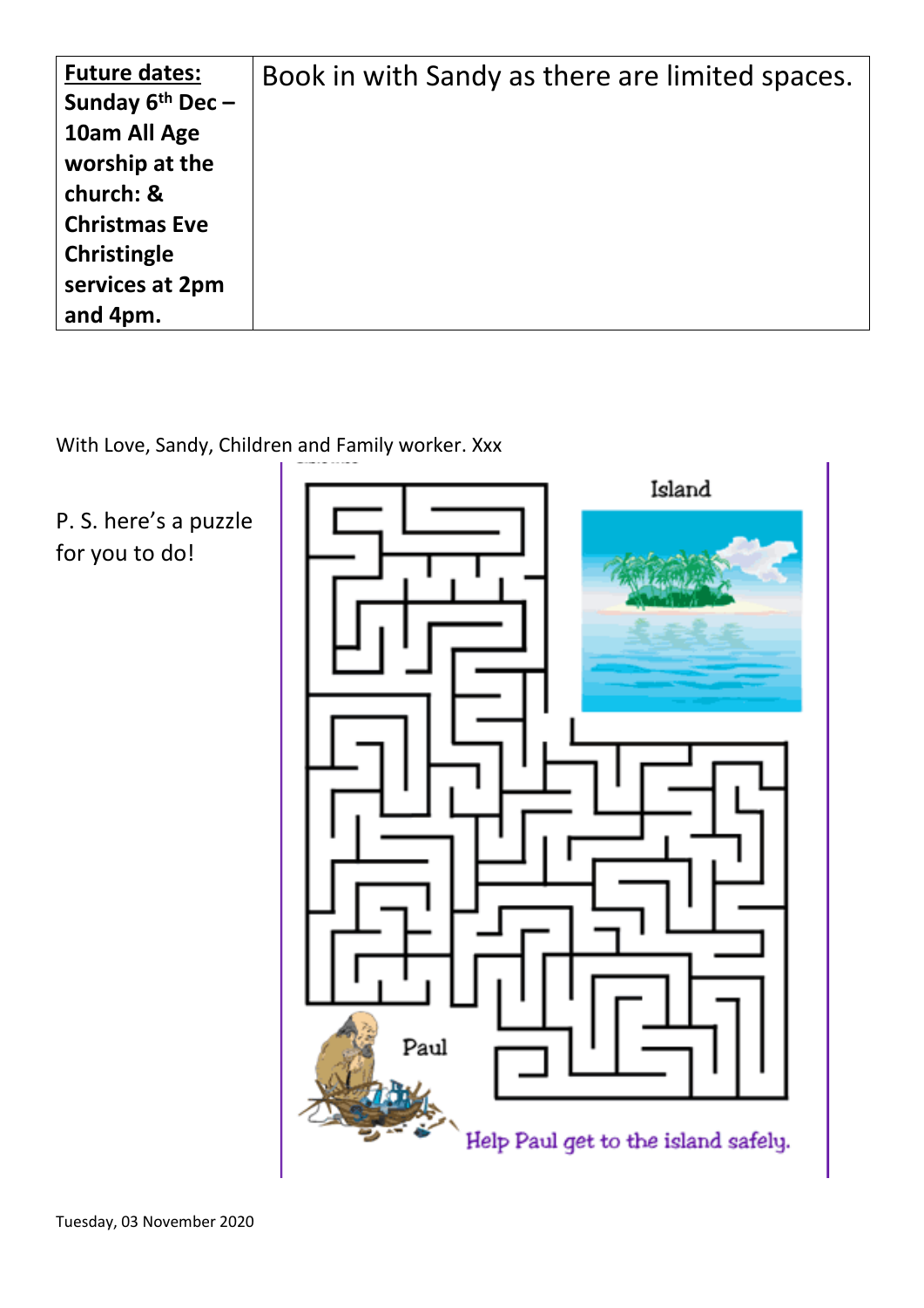| | |
|---|---|
| **Future dates:** **Sunday 6th Dec – 10am All Age worship at the church: & Christmas Eve Christingle services at 2pm and 4pm.** | Book in with Sandy as there are limited spaces. |

With Love, Sandy, Children and Family worker. Xxx

P. S. here's a puzzle for you to do!

Island

Paul

Help Paul get to the island safely.

Tuesday, 03 November 2020